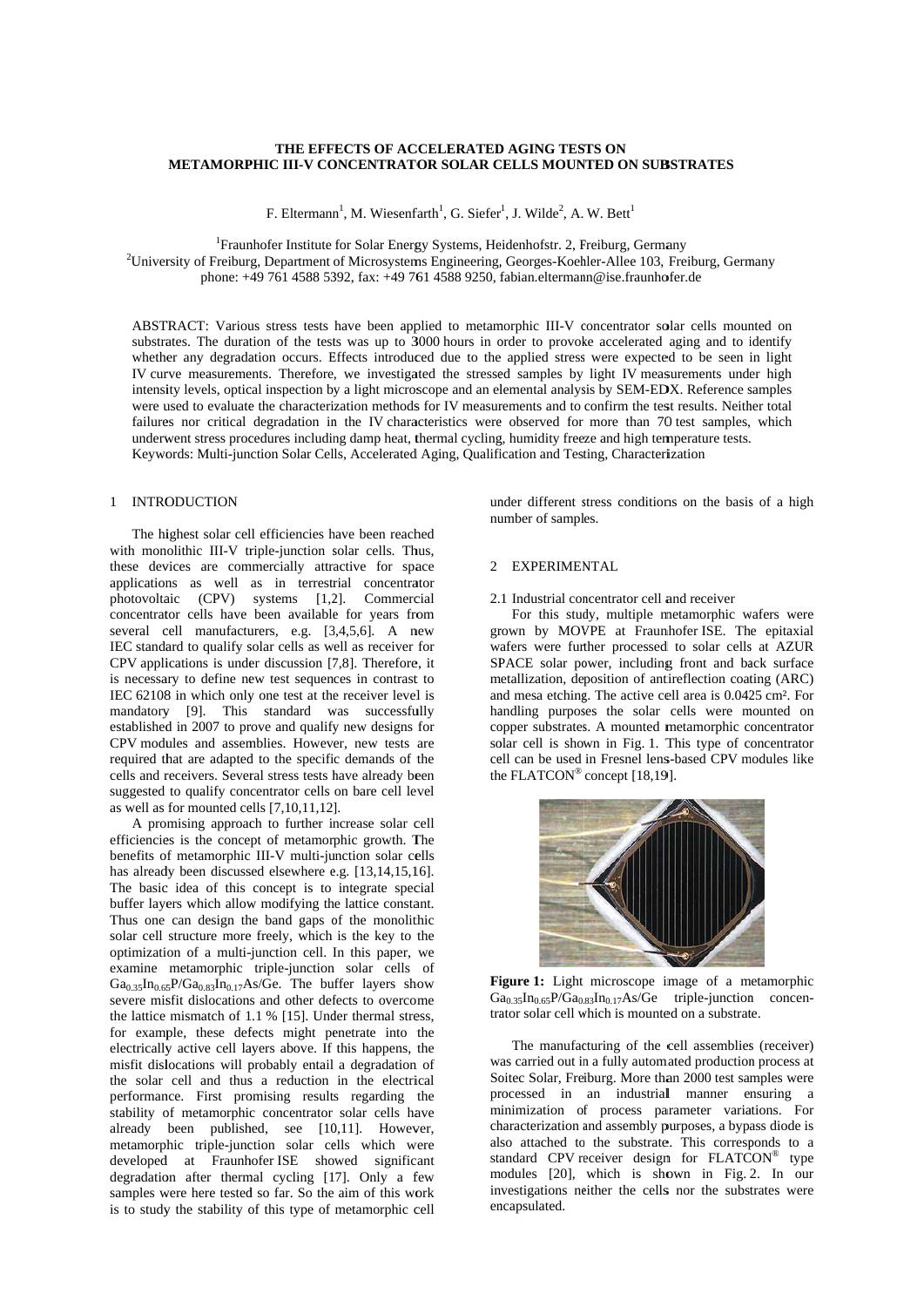# THE EFFECTS OF ACCELERATED AGING TESTS ON METAMORPHIC III-V CONCENTRATOR SOLAR CELLS MOUNTED ON SUBSTRATES

F. Eltermann[1], M. Wiesenfarth[1], G. Siefer[1], J. Wilde[2], A. W. Bett[1]

[1]Fraunhofer Institute for Solar Energy Systems, Heidenhofstr. 2, Freiburg, Germany
[2]University of Freiburg, Department of Microsystems Engineering, Georges-Koehler-Allee 103, Freiburg, Germany
phone: +49 761 4588 5392, fax: +49 761 4588 9250, fabian.eltermann@ise.fraunhofer.de

ABSTRACT: Various stress tests have been applied to metamorphic III-V concentrator solar cells mounted on substrates. The duration of the tests was up to 3000 hours in order to provoke accelerated aging and to identify whether any degradation occurs. Effects introduced due to the applied stress were expected to be seen in light IV curve measurements. Therefore, we investigated the stressed samples by light IV measurements under high intensity levels, optical inspection by a light microscope and an elemental analysis by SEM-EDX. Reference samples were used to evaluate the characterization methods for IV measurements and to confirm the test results. Neither total failures nor critical degradation in the IV characteristics were observed for more than 70 test samples, which underwent stress procedures including damp heat, thermal cycling, humidity freeze and high temperature tests.
Keywords: Multi-junction Solar Cells, Accelerated Aging, Qualification and Testing, Characterization

## 1 INTRODUCTION

The highest solar cell efficiencies have been reached with monolithic III-V triple-junction solar cells. Thus, these devices are commercially attractive for space applications as well as in terrestrial concentrator photovoltaic (CPV) systems [1,2]. Commercial concentrator cells have been available for years from several cell manufacturers, e.g. [3,4,5,6]. A new IEC standard to qualify solar cells as well as receiver for CPV applications is under discussion [7,8]. Therefore, it is necessary to define new test sequences in contrast to IEC 62108 in which only one test at the receiver level is mandatory [9]. This standard was successfully established in 2007 to prove and qualify new designs for CPV modules and assemblies. However, new tests are required that are adapted to the specific demands of the cells and receivers. Several stress tests have already been suggested to qualify concentrator cells on bare cell level as well as for mounted cells [7,10,11,12].

A promising approach to further increase solar cell efficiencies is the concept of metamorphic growth. The benefits of metamorphic III-V multi-junction solar cells has already been discussed elsewhere e.g. [13,14,15,16]. The basic idea of this concept is to integrate special buffer layers which allow modifying the lattice constant. Thus one can design the band gaps of the monolithic solar cell structure more freely, which is the key to the optimization of a multi-junction cell. In this paper, we examine metamorphic triple-junction solar cells of $Ga_{0.35}In_{0.65}P/Ga_{0.83}In_{0.17}As/Ge$. The buffer layers show severe misfit dislocations and other defects to overcome the lattice mismatch of 1.1 % [15]. Under thermal stress, for example, these defects might penetrate into the electrically active cell layers above. If this happens, the misfit dislocations will probably entail a degradation of the solar cell and thus a reduction in the electrical performance. First promising results regarding the stability of metamorphic concentrator solar cells have already been published, see [10,11]. However, metamorphic triple-junction solar cells which were developed at Fraunhofer ISE showed significant degradation after thermal cycling [17]. Only a few samples were here tested so far. So the aim of this work is to study the stability of this type of metamorphic cell under different stress conditions on the basis of a high number of samples.

## 2 EXPERIMENTAL

### 2.1 Industrial concentrator cell and receiver

For this study, multiple metamorphic wafers were grown by MOVPE at Fraunhofer ISE. The epitaxial wafers were further processed to solar cells at AZUR SPACE solar power, including front and back surface metallization, deposition of antireflection coating (ARC) and mesa etching. The active cell area is 0.0425 cm². For handling purposes the solar cells were mounted on copper substrates. A mounted metamorphic concentrator solar cell is shown in Fig. 1. This type of concentrator cell can be used in Fresnel lens-based CPV modules like the FLATCON® concept [18,19].

**Figure 1:** Light microscope image of a metamorphic $Ga_{0.35}In_{0.65}P/Ga_{0.83}In_{0.17}As/Ge$ triple-junction concentrator solar cell which is mounted on a substrate.

The manufacturing of the cell assemblies (receiver) was carried out in a fully automated production process at Soitec Solar, Freiburg. More than 2000 test samples were processed in an industrial manner ensuring a minimization of process parameter variations. For characterization and assembly purposes, a bypass diode is also attached to the substrate. This corresponds to a standard CPV receiver design for FLATCON® type modules [20], which is shown in Fig. 2. In our investigations neither the cells nor the substrates were encapsulated.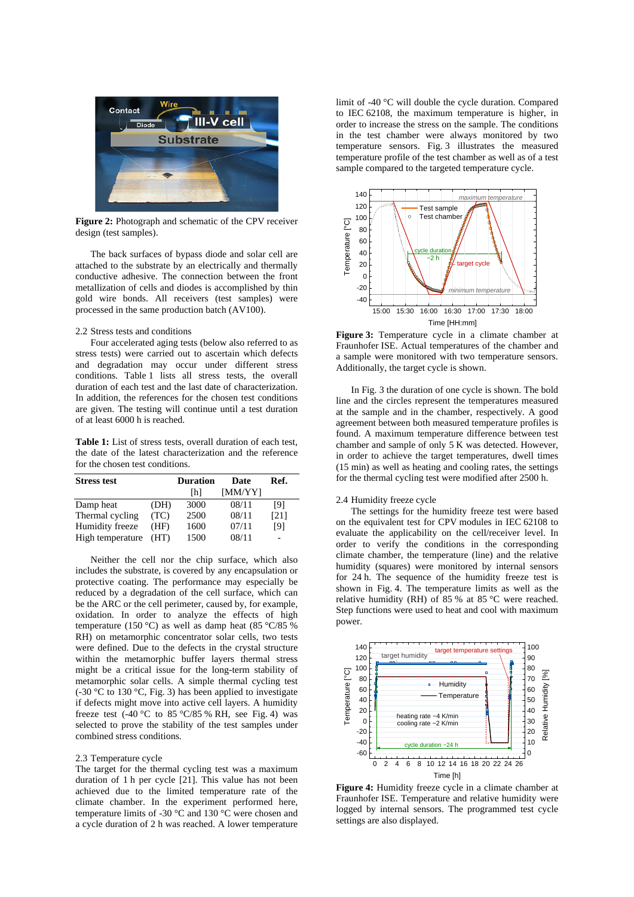**Figure 2:** Photograph and schematic of the CPV receiver design (test samples).

The back surfaces of bypass diode and solar cell are attached to the substrate by an electrically and thermally conductive adhesive. The connection between the front metallization of cells and diodes is accomplished by thin gold wire bonds. All receivers (test samples) were processed in the same production batch (AV100).

### 2.2 Stress tests and conditions

Four accelerated aging tests (below also referred to as stress tests) were carried out to ascertain which defects and degradation may occur under different stress conditions. Table 1 lists all stress tests, the overall duration of each test and the last date of characterization. In addition, the references for the chosen test conditions are given. The testing will continue until a test duration of at least 6000 h is reached.

**Table 1:** List of stress tests, overall duration of each test, the date of the latest characterization and the reference for the chosen test conditions.

| Stress test | | Duration [h] | Date [MM/YY] | Ref. |
|---|---|---|---|---|
| Damp heat | (DH) | 3000 | 08/11 | [9] |
| Thermal cycling | (TC) | 2500 | 08/11 | [21] |
| Humidity freeze | (HF) | 1600 | 07/11 | [9] |
| High temperature | (HT) | 1500 | 08/11 | - |

Neither the cell nor the chip surface, which also includes the substrate, is covered by any encapsulation or protective coating. The performance may especially be reduced by a degradation of the cell surface, which can be the ARC or the cell perimeter, caused by, for example, oxidation. In order to analyze the effects of high temperature (150 °C) as well as damp heat (85 °C/85 % RH) on metamorphic concentrator solar cells, two tests were defined. Due to the defects in the crystal structure within the metamorphic buffer layers thermal stress might be a critical issue for the long-term stability of metamorphic solar cells. A simple thermal cycling test (-30 °C to 130 °C, Fig. 3) has been applied to investigate if defects might move into active cell layers. A humidity freeze test (-40 °C to 85 °C/85 % RH, see Fig. 4) was selected to prove the stability of the test samples under combined stress conditions.

### 2.3 Temperature cycle

The target for the thermal cycling test was a maximum duration of 1 h per cycle [21]. This value has not been achieved due to the limited temperature rate of the climate chamber. In the experiment performed here, temperature limits of -30 °C and 130 °C were chosen and a cycle duration of 2 h was reached. A lower temperature limit of -40 °C will double the cycle duration. Compared to IEC 62108, the maximum temperature is higher, in order to increase the stress on the sample. The conditions in the test chamber were always monitored by two temperature sensors. Fig. 3 illustrates the measured temperature profile of the test chamber as well as of a test sample compared to the targeted temperature cycle.

**Figure 3:** Temperature cycle in a climate chamber at Fraunhofer ISE. Actual temperatures of the chamber and a sample were monitored with two temperature sensors. Additionally, the target cycle is shown.

In Fig. 3 the duration of one cycle is shown. The bold line and the circles represent the temperatures measured at the sample and in the chamber, respectively. A good agreement between both measured temperature profiles is found. A maximum temperature difference between test chamber and sample of only 5 K was detected. However, in order to achieve the target temperatures, dwell times (15 min) as well as heating and cooling rates, the settings for the thermal cycling test were modified after 2500 h.

### 2.4 Humidity freeze cycle

The settings for the humidity freeze test were based on the equivalent test for CPV modules in IEC 62108 to evaluate the applicability on the cell/receiver level. In order to verify the conditions in the corresponding climate chamber, the temperature (line) and the relative humidity (squares) were monitored by internal sensors for 24 h. The sequence of the humidity freeze test is shown in Fig. 4. The temperature limits as well as the relative humidity (RH) of 85 % at 85 °C were reached. Step functions were used to heat and cool with maximum power.

**Figure 4:** Humidity freeze cycle in a climate chamber at Fraunhofer ISE. Temperature and relative humidity were logged by internal sensors. The programmed test cycle settings are also displayed.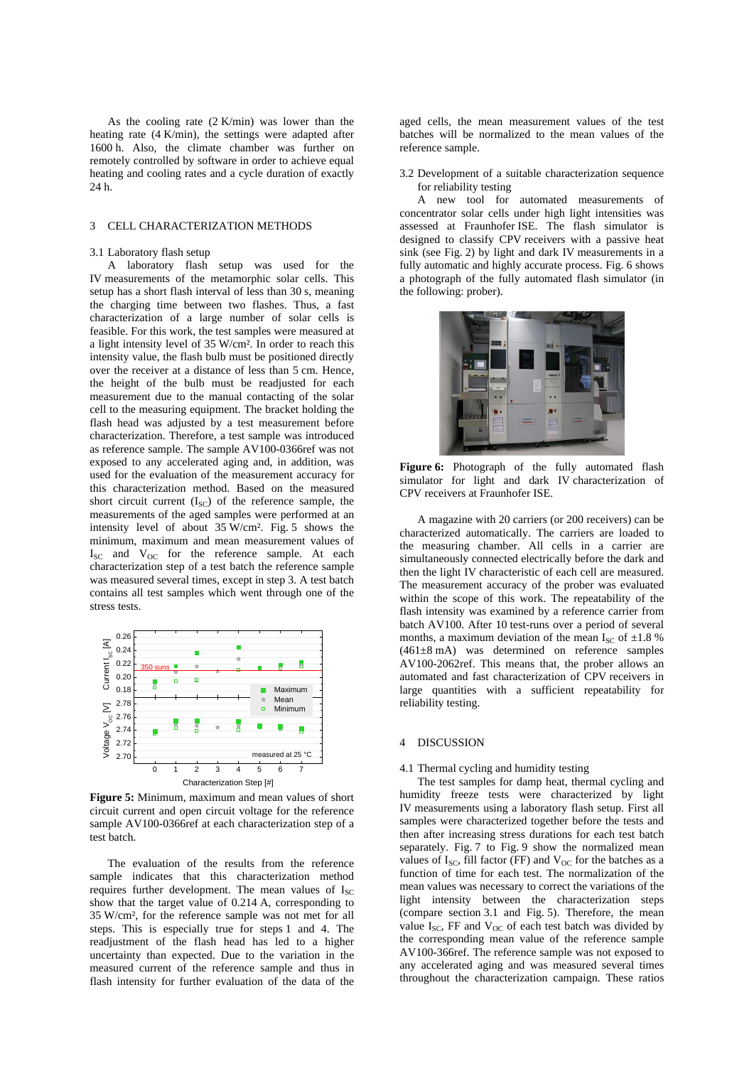As the cooling rate (2 K/min) was lower than the heating rate (4 K/min), the settings were adapted after 1600 h. Also, the climate chamber was further on remotely controlled by software in order to achieve equal heating and cooling rates and a cycle duration of exactly 24 h.

## 3 CELL CHARACTERIZATION METHODS

### 3.1 Laboratory flash setup

A laboratory flash setup was used for the IV measurements of the metamorphic solar cells. This setup has a short flash interval of less than 30 s, meaning the charging time between two flashes. Thus, a fast characterization of a large number of solar cells is feasible. For this work, the test samples were measured at a light intensity level of 35 W/cm². In order to reach this intensity value, the flash bulb must be positioned directly over the receiver at a distance of less than 5 cm. Hence, the height of the bulb must be readjusted for each measurement due to the manual contacting of the solar cell to the measuring equipment. The bracket holding the flash head was adjusted by a test measurement before characterization. Therefore, a test sample was introduced as reference sample. The sample AV100-0366ref was not exposed to any accelerated aging and, in addition, was used for the evaluation of the measurement accuracy for this characterization method. Based on the measured short circuit current ($I_{SC}$) of the reference sample, the measurements of the aged samples were performed at an intensity level of about 35 W/cm². Fig. 5 shows the minimum, maximum and mean measurement values of $I_{SC}$ and $V_{OC}$ for the reference sample. At each characterization step of a test batch the reference sample was measured several times, except in step 3. A test batch contains all test samples which went through one of the stress tests.

**Figure 5:** Minimum, maximum and mean values of short circuit current and open circuit voltage for the reference sample AV100-0366ref at each characterization step of a test batch.

The evaluation of the results from the reference sample indicates that this characterization method requires further development. The mean values of $I_{SC}$ show that the target value of 0.214 A, corresponding to 35 W/cm², for the reference sample was not met for all steps. This is especially true for steps 1 and 4. The readjustment of the flash head has led to a higher uncertainty than expected. Due to the variation in the measured current of the reference sample and thus in flash intensity for further evaluation of the data of the aged cells, the mean measurement values of the test batches will be normalized to the mean values of the reference sample.

### 3.2 Development of a suitable characterization sequence for reliability testing

A new tool for automated measurements of concentrator solar cells under high light intensities was assessed at Fraunhofer ISE. The flash simulator is designed to classify CPV receivers with a passive heat sink (see Fig. 2) by light and dark IV measurements in a fully automatic and highly accurate process. Fig. 6 shows a photograph of the fully automated flash simulator (in the following: prober).

**Figure 6:** Photograph of the fully automated flash simulator for light and dark IV characterization of CPV receivers at Fraunhofer ISE.

A magazine with 20 carriers (or 200 receivers) can be characterized automatically. The carriers are loaded to the measuring chamber. All cells in a carrier are simultaneously connected electrically before the dark and then the light IV characteristic of each cell are measured. The measurement accuracy of the prober was evaluated within the scope of this work. The repeatability of the flash intensity was examined by a reference carrier from batch AV100. After 10 test-runs over a period of several months, a maximum deviation of the mean $I_{SC}$ of ±1.8 % (461±8 mA) was determined on reference samples AV100-2062ref. This means that, the prober allows an automated and fast characterization of CPV receivers in large quantities with a sufficient repeatability for reliability testing.

## 4 DISCUSSION

### 4.1 Thermal cycling and humidity testing

The test samples for damp heat, thermal cycling and humidity freeze tests were characterized by light IV measurements using a laboratory flash setup. First all samples were characterized together before the tests and then after increasing stress durations for each test batch separately. Fig. 7 to Fig. 9 show the normalized mean values of $I_{SC}$, fill factor (FF) and $V_{OC}$ for the batches as a function of time for each test. The normalization of the mean values was necessary to correct the variations of the light intensity between the characterization steps (compare section 3.1 and Fig. 5). Therefore, the mean value $I_{SC}$, FF and $V_{OC}$ of each test batch was divided by the corresponding mean value of the reference sample AV100-366ref. The reference sample was not exposed to any accelerated aging and was measured several times throughout the characterization campaign. These ratios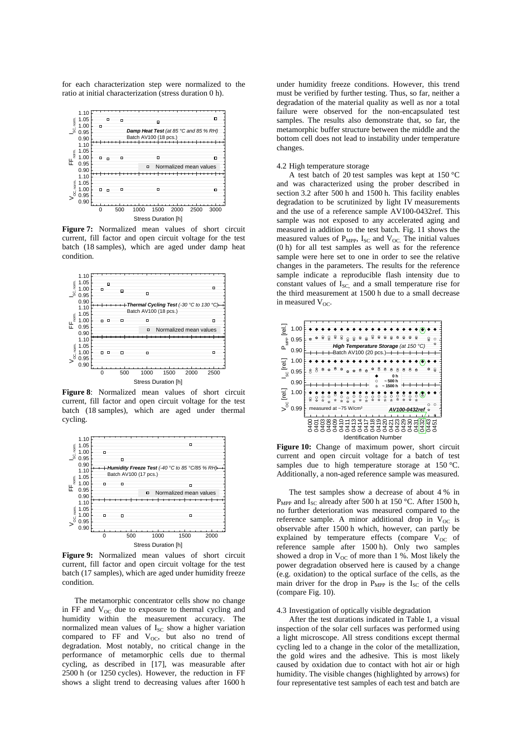for each characterization step were normalized to the ratio at initial characterization (stress duration 0 h).

**Figure 7:** Normalized mean values of short circuit current, fill factor and open circuit voltage for the test batch (18 samples), which are aged under damp heat condition.

**Figure 8**: Normalized mean values of short circuit current, fill factor and open circuit voltage for the test batch (18 samples), which are aged under thermal cycling.

**Figure 9:** Normalized mean values of short circuit current, fill factor and open circuit voltage for the test batch (17 samples), which are aged under humidity freeze condition.

The metamorphic concentrator cells show no change in FF and $V_{OC}$ due to exposure to thermal cycling and humidity within the measurement accuracy. The normalized mean values of $I_{SC}$ show a higher variation compared to FF and $V_{OC}$, but also no trend of degradation. Most notably, no critical change in the performance of metamorphic cells due to thermal cycling, as described in [17], was measurable after 2500 h (or 1250 cycles). However, the reduction in FF shows a slight trend to decreasing values after 1600 h under humidity freeze conditions. However, this trend must be verified by further testing. Thus, so far, neither a degradation of the material quality as well as nor a total failure were observed for the non-encapsulated test samples. The results also demonstrate that, so far, the metamorphic buffer structure between the middle and the bottom cell does not lead to instability under temperature changes.

4.2 High temperature storage

A test batch of 20 test samples was kept at 150 °C and was characterized using the prober described in section 3.2 after 500 h and 1500 h. This facility enables degradation to be scrutinized by light IV measurements and the use of a reference sample AV100-0432ref. This sample was not exposed to any accelerated aging and measured in addition to the test batch. Fig. 11 shows the measured values of $P_{MPP}$, $I_{SC}$ and $V_{OC}$. The initial values (0 h) for all test samples as well as for the reference sample were here set to one in order to see the relative changes in the parameters. The results for the reference sample indicate a reproducible flash intensity due to constant values of $I_{SC}$, and a small temperature rise for the third measurement at 1500 h due to a small decrease in measured $V_{OC}$.

**Figure 10:** Change of maximum power, short circuit current and open circuit voltage for a batch of test samples due to high temperature storage at 150 °C. Additionally, a non-aged reference sample was measured.

The test samples show a decrease of about 4 % in $P_{MPP}$ and $I_{SC}$ already after 500 h at 150 °C. After 1500 h, no further deterioration was measured compared to the reference sample. A minor additional drop in $V_{OC}$ is observable after 1500 h which, however, can partly be explained by temperature effects (compare $V_{OC}$ of reference sample after 1500 h). Only two samples showed a drop in $V_{OC}$ of more than 1 %. Most likely the power degradation observed here is caused by a change (e.g. oxidation) to the optical surface of the cells, as the main driver for the drop in $P_{MPP}$ is the $I_{SC}$ of the cells (compare Fig. 10).

4.3 Investigation of optically visible degradation

After the test durations indicated in Table 1, a visual inspection of the solar cell surfaces was performed using a light microscope. All stress conditions except thermal cycling led to a change in the color of the metallization, the gold wires and the adhesive. This is most likely caused by oxidation due to contact with hot air or high humidity. The visible changes (highlighted by arrows) for four representative test samples of each test and batch are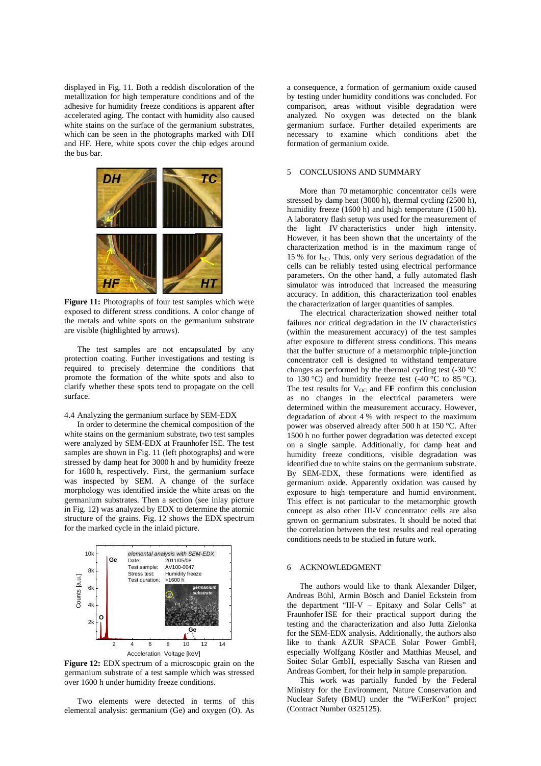displayed in Fig. 11. Both a reddish discoloration of the metallization for high temperature conditions and of the adhesive for humidity freeze conditions is apparent after accelerated aging. The contact with humidity also caused white stains on the surface of the germanium substrates, which can be seen in the photographs marked with DH and HF. Here, white spots cover the chip edges around the bus bar.

**Figure 11:** Photographs of four test samples which were exposed to different stress conditions. A color change of the metals and white spots on the germanium substrate are visible (highlighted by arrows).

The test samples are not encapsulated by any protection coating. Further investigations and testing is required to precisely determine the conditions that promote the formation of the white spots and also to clarify whether these spots tend to propagate on the cell surface.

### 4.4 Analyzing the germanium surface by SEM-EDX

In order to determine the chemical composition of the white stains on the germanium substrate, two test samples were analyzed by SEM-EDX at Fraunhofer ISE. The test samples are shown in Fig. 11 (left photographs) and were stressed by damp heat for 3000 h and by humidity freeze for 1600 h, respectively. First, the germanium surface was inspected by SEM. A change of the surface morphology was identified inside the white areas on the germanium substrates. Then a section (see inlay picture in Fig. 12) was analyzed by EDX to determine the atomic structure of the grains. Fig. 12 shows the EDX spectrum for the marked cycle in the inlaid picture.

**Figure 12:** EDX spectrum of a microscopic grain on the germanium substrate of a test sample which was stressed over 1600 h under humidity freeze conditions.

Two elements were detected in terms of this elemental analysis: germanium (Ge) and oxygen (O). As a consequence, a formation of germanium oxide caused by testing under humidity conditions was concluded. For comparison, areas without visible degradation were analyzed. No oxygen was detected on the blank germanium surface. Further detailed experiments are necessary to examine which conditions abet the formation of germanium oxide.

## 5 CONCLUSIONS AND SUMMARY

More than 70 metamorphic concentrator cells were stressed by damp heat (3000 h), thermal cycling (2500 h), humidity freeze (1600 h) and high temperature (1500 h). A laboratory flash setup was used for the measurement of the light IV characteristics under high intensity. However, it has been shown that the uncertainty of the characterization method is in the maximum range of 15 % for $I_{SC}$. Thus, only very serious degradation of the cells can be reliably tested using electrical performance parameters. On the other hand, a fully automated flash simulator was introduced that increased the measuring accuracy. In addition, this characterization tool enables the characterization of larger quantities of samples.

The electrical characterization showed neither total failures nor critical degradation in the IV characteristics (within the measurement accuracy) of the test samples after exposure to different stress conditions. This means that the buffer structure of a metamorphic triple-junction concentrator cell is designed to withstand temperature changes as performed by the thermal cycling test (-30 °C to 130 °C) and humidity freeze test (-40 °C to 85 °C). The test results for $V_{OC}$ and FF confirm this conclusion as no changes in the electrical parameters were determined within the measurement accuracy. However, degradation of about 4 % with respect to the maximum power was observed already after 500 h at 150 °C. After 1500 h no further power degradation was detected except on a single sample. Additionally, for damp heat and humidity freeze conditions, visible degradation was identified due to white stains on the germanium substrate. By SEM-EDX, these formations were identified as germanium oxide. Apparently oxidation was caused by exposure to high temperature and humid environment. This effect is not particular to the metamorphic growth concept as also other III-V concentrator cells are also grown on germanium substrates. It should be noted that the correlation between the test results and real operating conditions needs to be studied in future work.

## 6 ACKNOWLEDGMENT

The authors would like to thank Alexander Dilger, Andreas Bühl, Armin Bösch and Daniel Eckstein from the department "III-V – Epitaxy and Solar Cells" at Fraunhofer ISE for their practical support during the testing and the characterization and also Jutta Zielonka for the SEM-EDX analysis. Additionally, the authors also like to thank AZUR SPACE Solar Power GmbH, especially Wolfgang Köstler and Matthias Meusel, and Soitec Solar GmbH, especially Sascha van Riesen and Andreas Gombert, for their help in sample preparation.

This work was partially funded by the Federal Ministry for the Environment, Nature Conservation and Nuclear Safety (BMU) under the "WiFerKon" project (Contract Number 0325125).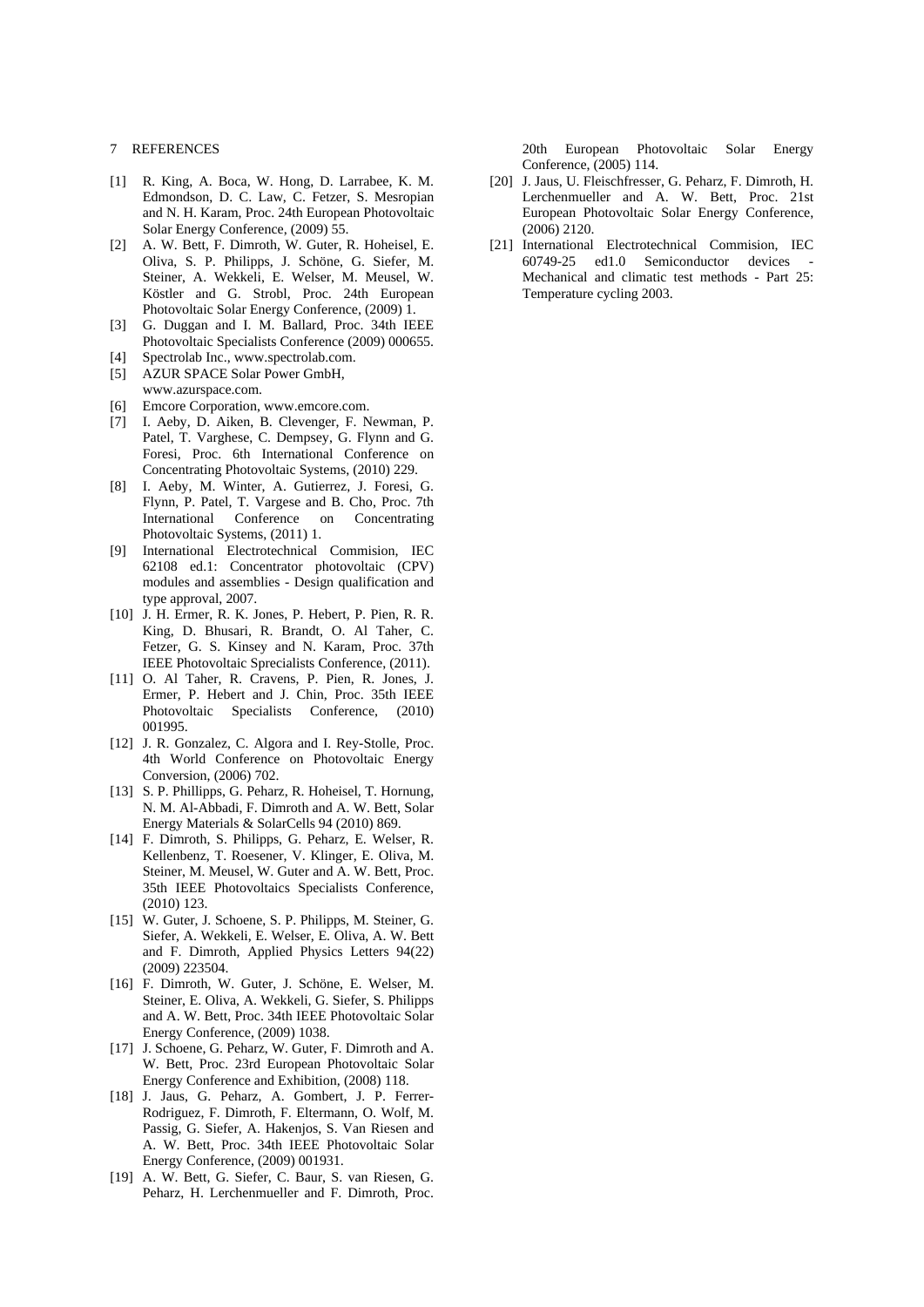## 7 REFERENCES

[1] R. King, A. Boca, W. Hong, D. Larrabee, K. M. Edmondson, D. C. Law, C. Fetzer, S. Mesropian and N. H. Karam, Proc. 24th European Photovoltaic Solar Energy Conference, (2009) 55.

[2] A. W. Bett, F. Dimroth, W. Guter, R. Hoheisel, E. Oliva, S. P. Philipps, J. Schöne, G. Siefer, M. Steiner, A. Wekkeli, E. Welser, M. Meusel, W. Köstler and G. Strobl, Proc. 24th European Photovoltaic Solar Energy Conference, (2009) 1.

[3] G. Duggan and I. M. Ballard, Proc. 34th IEEE Photovoltaic Specialists Conference (2009) 000655.

[4] Spectrolab Inc., www.spectrolab.com.

[5] AZUR SPACE Solar Power GmbH, www.azurspace.com.

[6] Emcore Corporation, www.emcore.com.

[7] I. Aeby, D. Aiken, B. Clevenger, F. Newman, P. Patel, T. Varghese, C. Dempsey, G. Flynn and G. Foresi, Proc. 6th International Conference on Concentrating Photovoltaic Systems, (2010) 229.

[8] I. Aeby, M. Winter, A. Gutierrez, J. Foresi, G. Flynn, P. Patel, T. Vargese and B. Cho, Proc. 7th International Conference on Concentrating Photovoltaic Systems, (2011) 1.

[9] International Electrotechnical Commision, IEC 62108 ed.1: Concentrator photovoltaic (CPV) modules and assemblies - Design qualification and type approval, 2007.

[10] J. H. Ermer, R. K. Jones, P. Hebert, P. Pien, R. R. King, D. Bhusari, R. Brandt, O. Al Taher, C. Fetzer, G. S. Kinsey and N. Karam, Proc. 37th IEEE Photovoltaic Sprecialists Conference, (2011).

[11] O. Al Taher, R. Cravens, P. Pien, R. Jones, J. Ermer, P. Hebert and J. Chin, Proc. 35th IEEE Photovoltaic Specialists Conference, (2010) 001995.

[12] J. R. Gonzalez, C. Algora and I. Rey-Stolle, Proc. 4th World Conference on Photovoltaic Energy Conversion, (2006) 702.

[13] S. P. Phillipps, G. Peharz, R. Hoheisel, T. Hornung, N. M. Al-Abbadi, F. Dimroth and A. W. Bett, Solar Energy Materials & SolarCells 94 (2010) 869.

[14] F. Dimroth, S. Philipps, G. Peharz, E. Welser, R. Kellenbenz, T. Roesener, V. Klinger, E. Oliva, M. Steiner, M. Meusel, W. Guter and A. W. Bett, Proc. 35th IEEE Photovoltaics Specialists Conference, (2010) 123.

[15] W. Guter, J. Schoene, S. P. Philipps, M. Steiner, G. Siefer, A. Wekkeli, E. Welser, E. Oliva, A. W. Bett and F. Dimroth, Applied Physics Letters 94(22) (2009) 223504.

[16] F. Dimroth, W. Guter, J. Schöne, E. Welser, M. Steiner, E. Oliva, A. Wekkeli, G. Siefer, S. Philipps and A. W. Bett, Proc. 34th IEEE Photovoltaic Solar Energy Conference, (2009) 1038.

[17] J. Schoene, G. Peharz, W. Guter, F. Dimroth and A. W. Bett, Proc. 23rd European Photovoltaic Solar Energy Conference and Exhibition, (2008) 118.

[18] J. Jaus, G. Peharz, A. Gombert, J. P. Ferrer-Rodriguez, F. Dimroth, F. Eltermann, O. Wolf, M. Passig, G. Siefer, A. Hakenjos, S. Van Riesen and A. W. Bett, Proc. 34th IEEE Photovoltaic Solar Energy Conference, (2009) 001931.

[19] A. W. Bett, G. Siefer, C. Baur, S. van Riesen, G. Peharz, H. Lerchenmueller and F. Dimroth, Proc. 20th European Photovoltaic Solar Energy Conference, (2005) 114.

[20] J. Jaus, U. Fleischfresser, G. Peharz, F. Dimroth, H. Lerchenmueller and A. W. Bett, Proc. 21st European Photovoltaic Solar Energy Conference, (2006) 2120.

[21] International Electrotechnical Commision, IEC 60749-25 ed1.0 Semiconductor devices - Mechanical and climatic test methods - Part 25: Temperature cycling 2003.